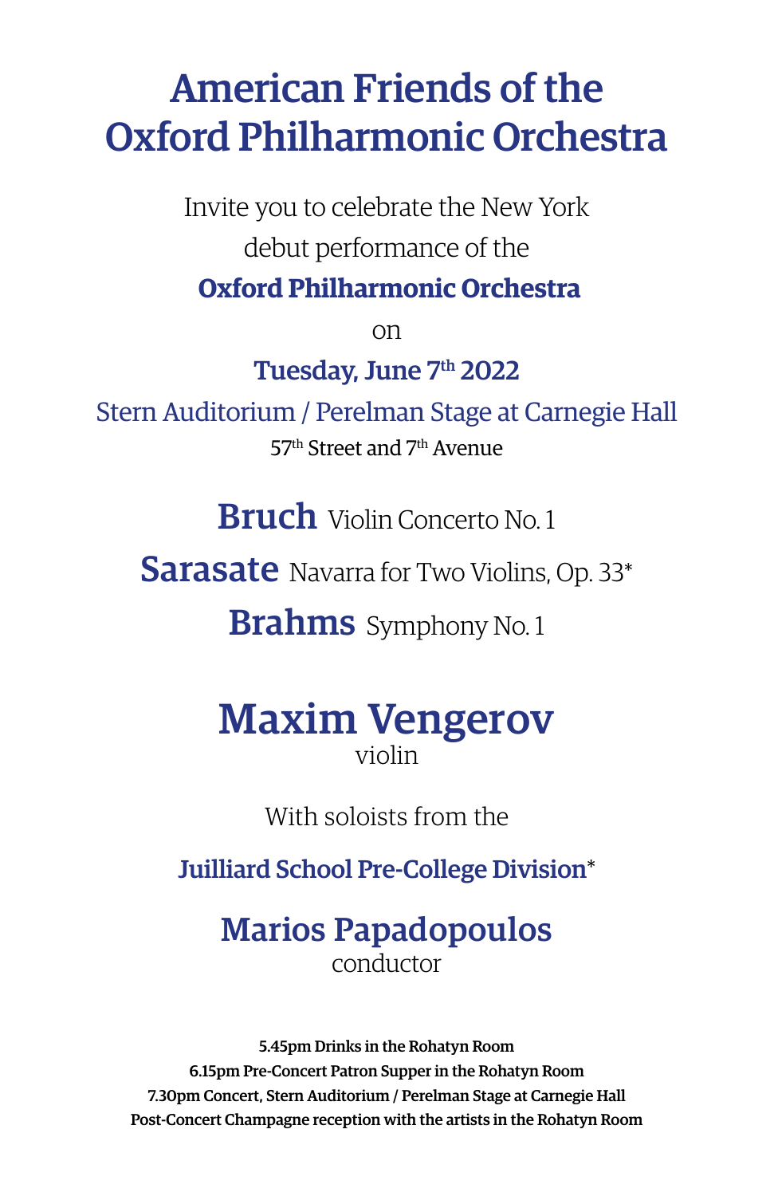# American Friends of the Oxford Philharmonic Orchestra

Invite you to celebrate the New York debut performance of the

**Oxford Philharmonic Orchestra**

on

**Tuesday, June 7th 2022**

Stern Auditorium / Perelman Stage at Carnegie Hall

57th Street and 7th Avenue

**Bruch** Violin Concerto No. 1

**Sarasate** Navarra for Two Violins, Op. 33*

**Brahms** Symphony No. 1

## Maxim Vengerov

violin

With soloists from the

**Juilliard School Pre-College Division***

## Marios Papadopoulos

conductor

**5.45pm Drinks in the Rohatyn Room**

**6.15pm Pre-Concert Patron Supper in the Rohatyn Room**

**7.30pm Concert, Stern Auditorium / Perelman Stage at Carnegie Hall**

**Post-Concert Champagne reception with the artists in the Rohatyn Room**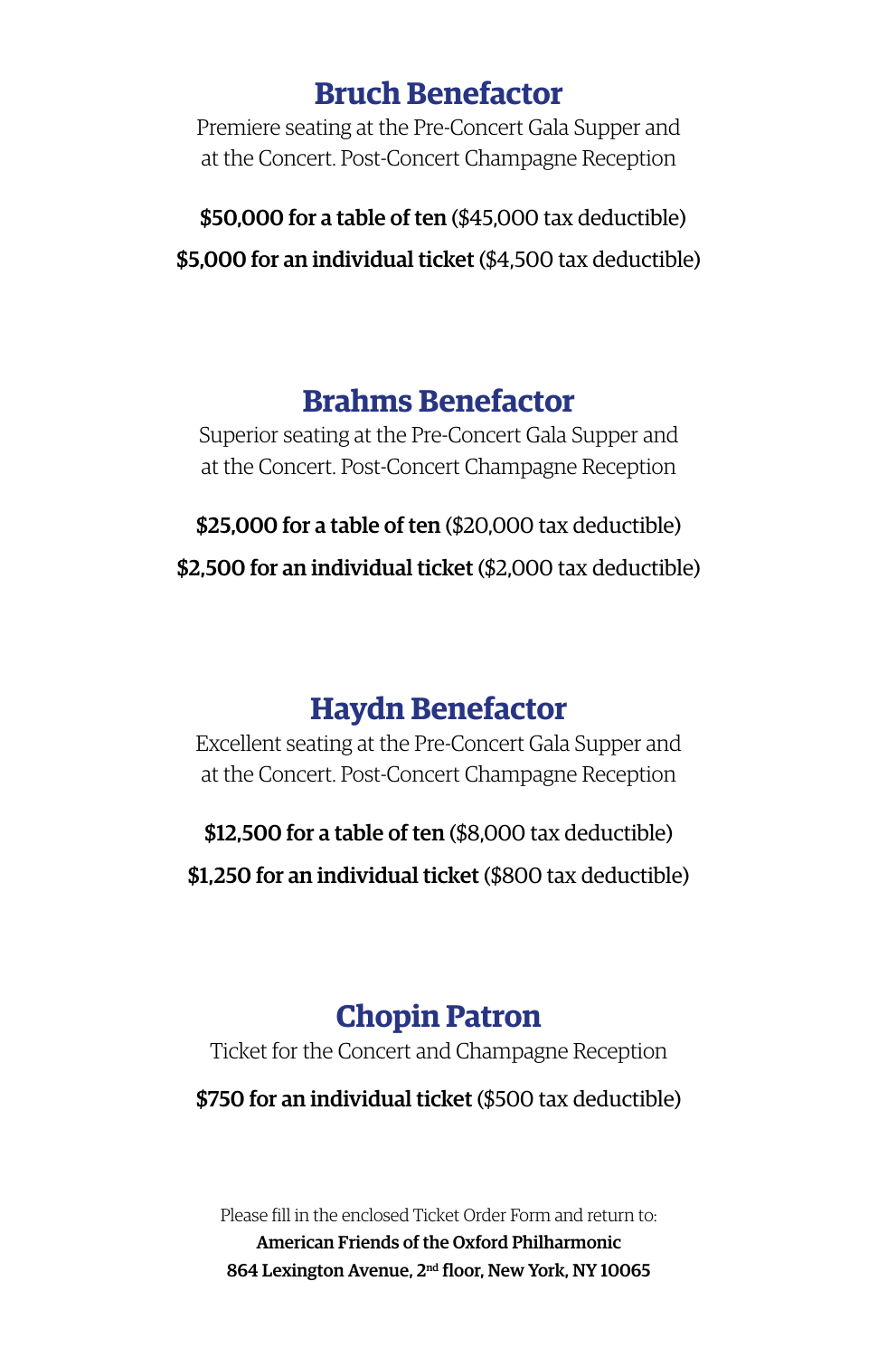## Bruch Benefactor

Premiere seating at the Pre-Concert Gala Supper and at the Concert. Post-Concert Champagne Reception

**$50,000 for a table of ten** ($45,000 tax deductible)

**$5,000 for an individual ticket** ($4,500 tax deductible)

## Brahms Benefactor

Superior seating at the Pre-Concert Gala Supper and at the Concert. Post-Concert Champagne Reception

**$25,000 for a table of ten** ($20,000 tax deductible)

**$2,500 for an individual ticket** ($2,000 tax deductible)

## Haydn Benefactor

Excellent seating at the Pre-Concert Gala Supper and at the Concert. Post-Concert Champagne Reception

**$12,500 for a table of ten** ($8,000 tax deductible)

**$1,250 for an individual ticket** ($800 tax deductible)

## Chopin Patron

Ticket for the Concert and Champagne Reception

**$750 for an individual ticket** ($500 tax deductible)

Please fill in the enclosed Ticket Order Form and return to:

**American Friends of the Oxford Philharmonic**

**864 Lexington Avenue, 2nd floor, New York, NY 10065**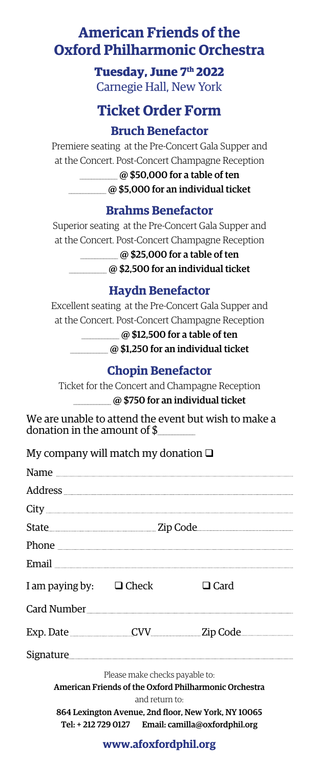# American Friends of the Oxford Philharmonic Orchestra

**Tuesday, June 7th 2022**

Carnegie Hall, New York

## Ticket Order Form

### Bruch Benefactor

Premiere seating at the Pre-Concert Gala Supper and at the Concert. Post-Concert Champagne Reception

________ **@ $50,000 for a table of ten**

________ **@ $5,000 for an individual ticket**

### Brahms Benefactor

Superior seating at the Pre-Concert Gala Supper and at the Concert. Post-Concert Champagne Reception

________ **@ $25,000 for a table of ten**

________ **@ $2,500 for an individual ticket**

### Haydn Benefactor

Excellent seating at the Pre-Concert Gala Supper and at the Concert. Post-Concert Champagne Reception

________ **@ $12,500 for a table of ten**

________ **@ $1,250 for an individual ticket**

### Chopin Benefactor

Ticket for the Concert and Champagne Reception

________ **@ $750 for an individual ticket**

We are unable to attend the event but wish to make a donation in the amount of $________

My company will match my donation ❑

Name ____________________

Address ____________________

City ____________________

State ____________________ Zip Code ____________________

Phone ____________________

Email ____________________

I am paying by: ❑ Check ❑ Card

Card Number ____________________

Exp. Date ____________ CVV ____________ Zip Code ____________

Signature ____________________

Please make checks payable to:

**American Friends of the Oxford Philharmonic Orchestra**

and return to:

**864 Lexington Avenue, 2nd floor, New York, NY 10065**

**Tel: + 212 729 0127 Email: camilla@oxfordphil.org**

**www.afoxfordphil.org**